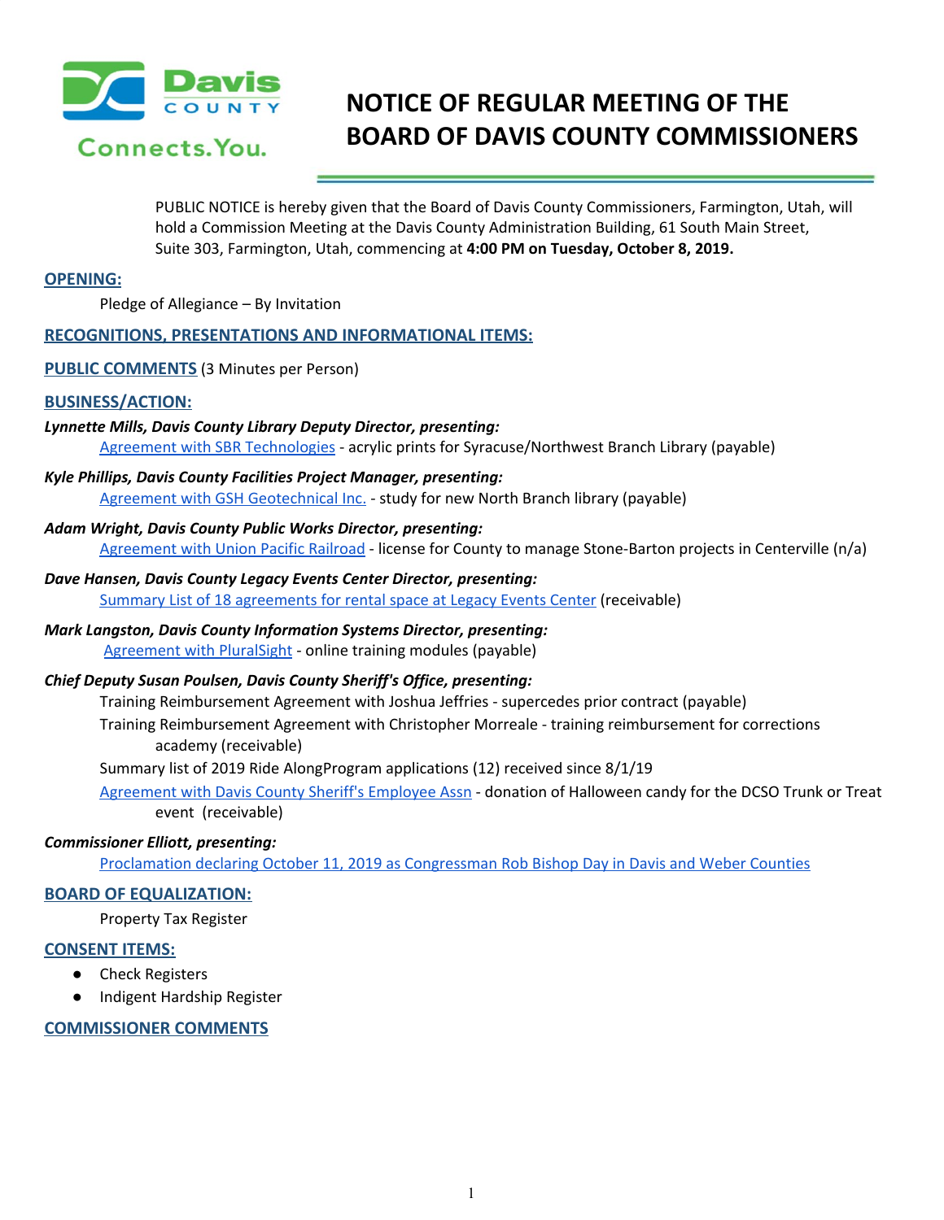# NOTICE OF REGULAR MEETING OF THE BOARD OF DAVIS COUNTY COMMISSIONERS

PUBLIC NOTICE is hereby given that the Board of Davis County Commissioners, Farmington, Utah, will hold a Commission Meeting at the Davis County Administration Building, 61 South Main Street, Suite 303, Farmington, Utah, commencing at **4:00 PM on Tuesday, October 8, 2019.**

## OPENING:

Pledge of Allegiance – By Invitation

## RECOGNITIONS, PRESENTATIONS AND INFORMATIONAL ITEMS:

## PUBLIC COMMENTS (3 Minutes per Person)

## BUSINESS/ACTION:

***Lynnette Mills, Davis County Library Deputy Director, presenting:***

Agreement with SBR Technologies - acrylic prints for Syracuse/Northwest Branch Library (payable)

***Kyle Phillips, Davis County Facilities Project Manager, presenting:***

Agreement with GSH Geotechnical Inc. - study for new North Branch library (payable)

***Adam Wright, Davis County Public Works Director, presenting:***

Agreement with Union Pacific Railroad - license for County to manage Stone-Barton projects in Centerville (n/a)

***Dave Hansen, Davis County Legacy Events Center Director, presenting:***

Summary List of 18 agreements for rental space at Legacy Events Center (receivable)

***Mark Langston, Davis County Information Systems Director, presenting:***

Agreement with PluralSight - online training modules (payable)

***Chief Deputy Susan Poulsen, Davis County Sheriff's Office, presenting:***

Training Reimbursement Agreement with Joshua Jeffries - supercedes prior contract (payable)

Training Reimbursement Agreement with Christopher Morreale - training reimbursement for corrections academy (receivable)

Summary list of 2019 Ride AlongProgram applications (12) received since 8/1/19

Agreement with Davis County Sheriff's Employee Assn - donation of Halloween candy for the DCSO Trunk or Treat event (receivable)

***Commissioner Elliott, presenting:***

Proclamation declaring October 11, 2019 as Congressman Rob Bishop Day in Davis and Weber Counties

## BOARD OF EQUALIZATION:

Property Tax Register

## CONSENT ITEMS:

- Check Registers
- Indigent Hardship Register

## COMMISSIONER COMMENTS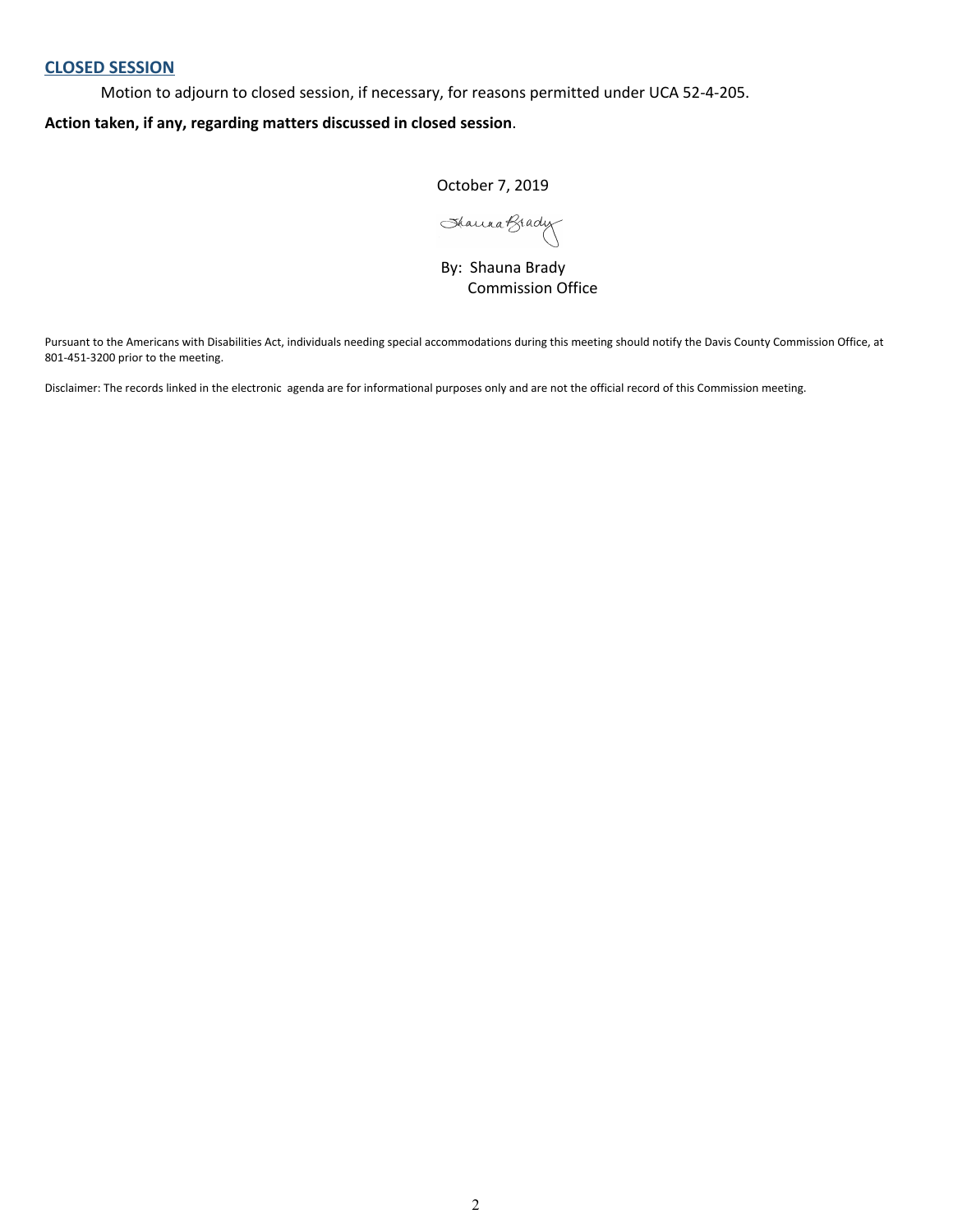## CLOSED SESSION

Motion to adjourn to closed session, if necessary, for reasons permitted under UCA 52-4-205.

**Action taken, if any, regarding matters discussed in closed session**.

October 7, 2019

Shauna Brady

By: Shauna Brady
Commission Office

Pursuant to the Americans with Disabilities Act, individuals needing special accommodations during this meeting should notify the Davis County Commission Office, at 801-451-3200 prior to the meeting.

Disclaimer: The records linked in the electronic agenda are for informational purposes only and are not the official record of this Commission meeting.